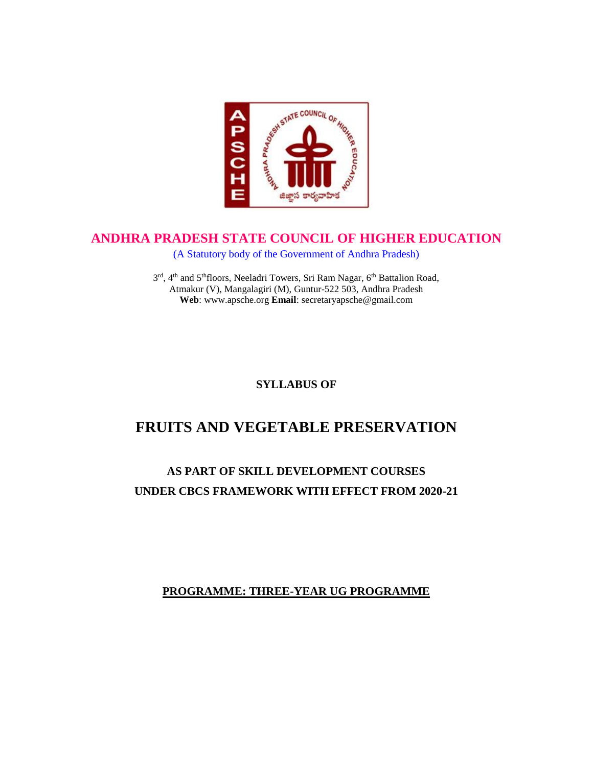# ANDHRA PRADESH STATE COUNCIL OF HIGHER EDUCATION

(A Statutory body of the Government of Andhra Pradesh)

3rd, 4th and 5th floors, Neeladri Towers, Sri Ram Nagar, 6th Battalion Road,
Atmakur (V), Mangalagiri (M), Guntur-522 503, Andhra Pradesh
**Web**: www.apsche.org **Email**: secretaryapsche@gmail.com

**SYLLABUS OF**

# FRUITS AND VEGETABLE PRESERVATION

## AS PART OF SKILL DEVELOPMENT COURSES UNDER CBCS FRAMEWORK WITH EFFECT FROM 2020-21

**PROGRAMME: THREE-YEAR UG PROGRAMME**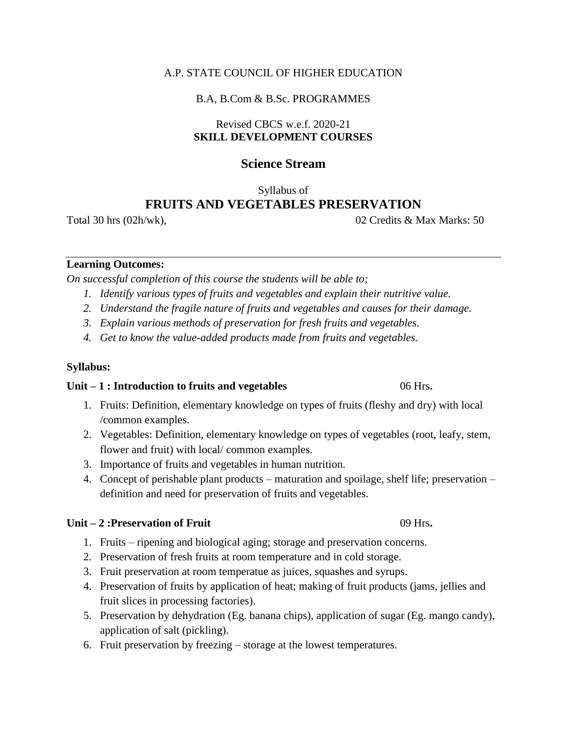A.P. STATE COUNCIL OF HIGHER EDUCATION

B.A, B.Com & B.Sc. PROGRAMMES

Revised CBCS w.e.f. 2020-21

**SKILL DEVELOPMENT COURSES**

## Science Stream

Syllabus of

# FRUITS AND VEGETABLES PRESERVATION

Total 30 hrs (02h/wk), 02 Credits & Max Marks: 50

---

**Learning Outcomes:**

*On successful completion of this course the students will be able to;*

1. *Identify various types of fruits and vegetables and explain their nutritive value.*
2. *Understand the fragile nature of fruits and vegetables and causes for their damage.*
3. *Explain various methods of preservation for fresh fruits and vegetables.*
4. *Get to know the value-added products made from fruits and vegetables.*

**Syllabus:**

**Unit – 1 : Introduction to fruits and vegetables** 06 Hrs**.**

1. Fruits: Definition, elementary knowledge on types of fruits (fleshy and dry) with local /common examples.
2. Vegetables: Definition, elementary knowledge on types of vegetables (root, leafy, stem, flower and fruit) with local/ common examples.
3. Importance of fruits and vegetables in human nutrition.
4. Concept of perishable plant products – maturation and spoilage, shelf life; preservation – definition and need for preservation of fruits and vegetables.

**Unit – 2 :Preservation of Fruit** 09 Hrs**.**

1. Fruits – ripening and biological aging; storage and preservation concerns.
2. Preservation of fresh fruits at room temperature and in cold storage.
3. Fruit preservation at room temperatue as juices, squashes and syrups.
4. Preservation of fruits by application of heat; making of fruit products (jams, jellies and fruit slices in processing factories).
5. Preservation by dehydration (Eg. banana chips), application of sugar (Eg. mango candy), application of salt (pickling).
6. Fruit preservation by freezing – storage at the lowest temperatures.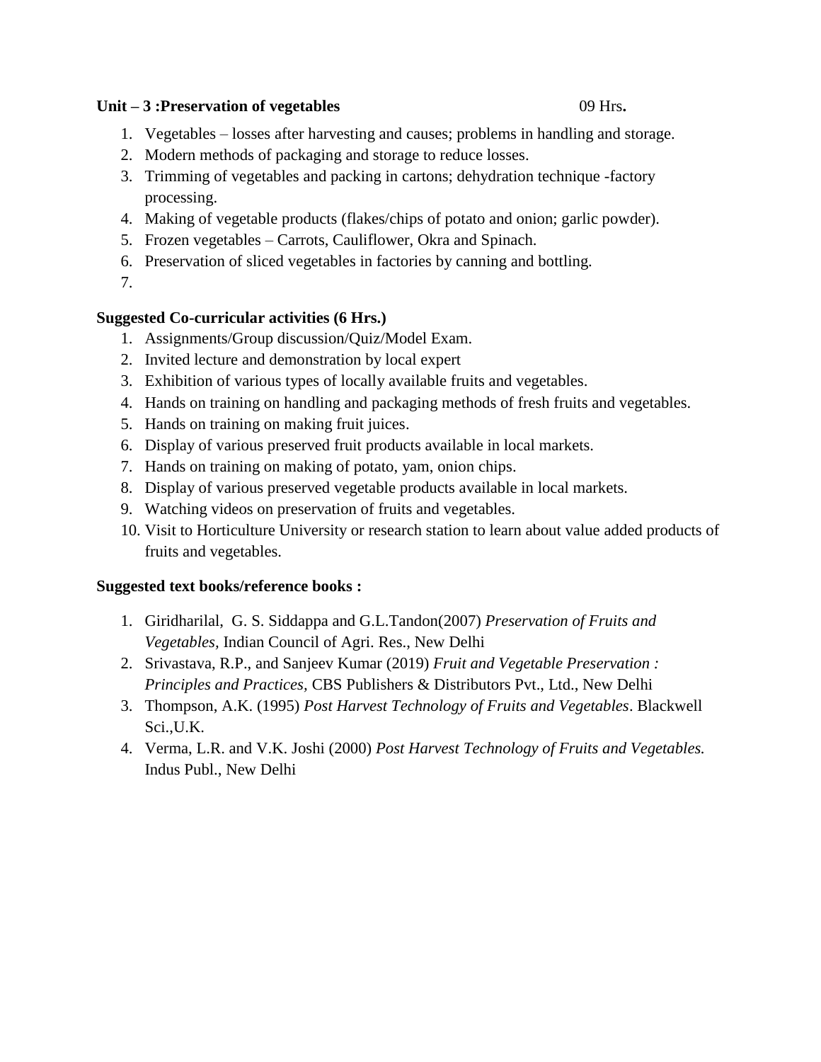**Unit – 3 :Preservation of vegetables** 09 Hrs**.**

1. Vegetables – losses after harvesting and causes; problems in handling and storage.
2. Modern methods of packaging and storage to reduce losses.
3. Trimming of vegetables and packing in cartons; dehydration technique -factory processing.
4. Making of vegetable products (flakes/chips of potato and onion; garlic powder).
5. Frozen vegetables – Carrots, Cauliflower, Okra and Spinach.
6. Preservation of sliced vegetables in factories by canning and bottling.
7. 

**Suggested Co-curricular activities (6 Hrs.)**

1. Assignments/Group discussion/Quiz/Model Exam.
2. Invited lecture and demonstration by local expert
3. Exhibition of various types of locally available fruits and vegetables.
4. Hands on training on handling and packaging methods of fresh fruits and vegetables.
5. Hands on training on making fruit juices.
6. Display of various preserved fruit products available in local markets.
7. Hands on training on making of potato, yam, onion chips.
8. Display of various preserved vegetable products available in local markets.
9. Watching videos on preservation of fruits and vegetables.
10. Visit to Horticulture University or research station to learn about value added products of fruits and vegetables.

**Suggested text books/reference books :**

1. Giridharilal, G. S. Siddappa and G.L.Tandon(2007) *Preservation of Fruits and Vegetables*, Indian Council of Agri. Res., New Delhi
2. Srivastava, R.P., and Sanjeev Kumar (2019) *Fruit and Vegetable Preservation : Principles and Practices*, CBS Publishers & Distributors Pvt., Ltd., New Delhi
3. Thompson, A.K. (1995) *Post Harvest Technology of Fruits and Vegetables*. Blackwell Sci.,U.K.
4. Verma, L.R. and V.K. Joshi (2000) *Post Harvest Technology of Fruits and Vegetables.* Indus Publ., New Delhi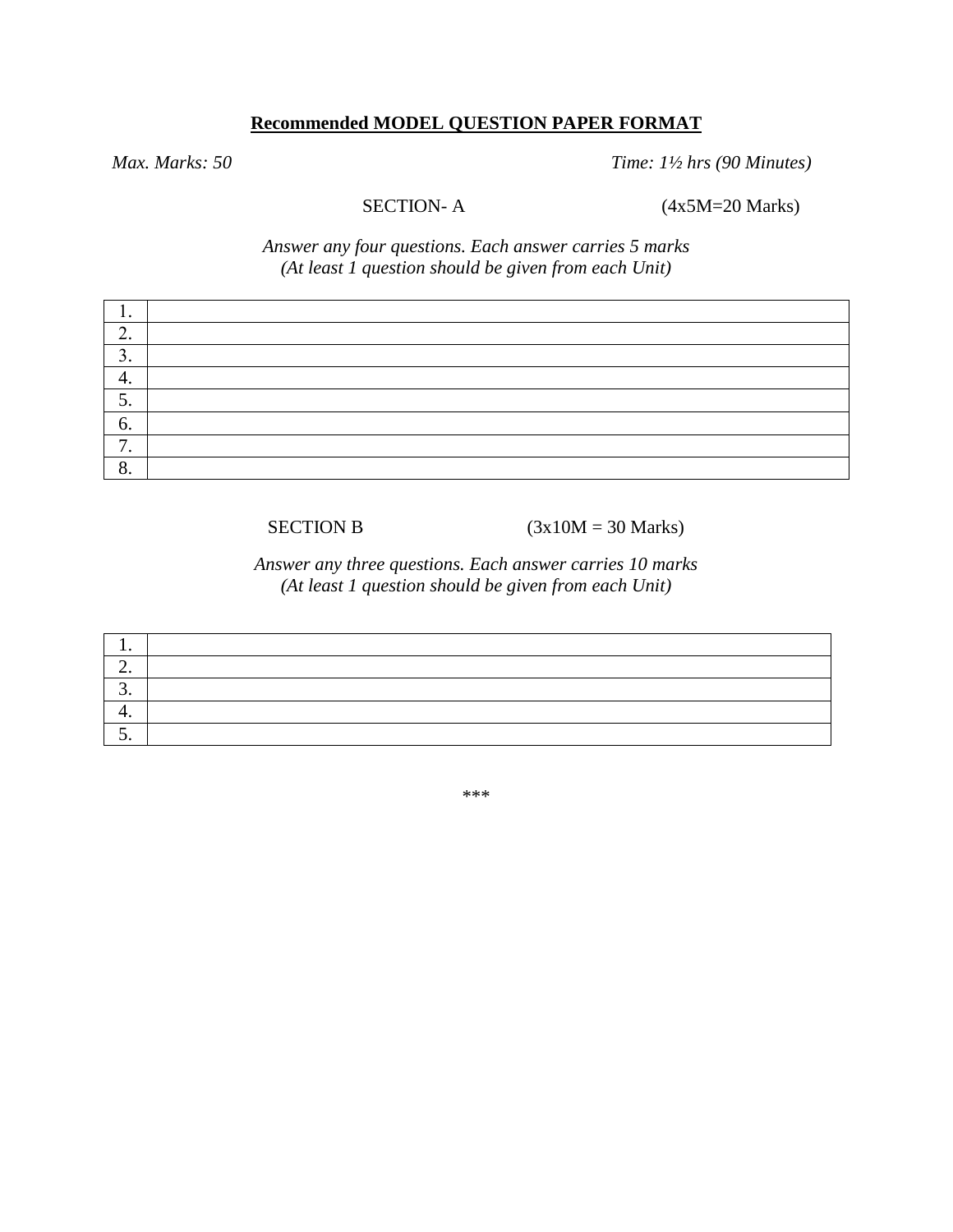**<u>Recommended MODEL QUESTION PAPER FORMAT</u>**

*Max. Marks: 50* *Time: 1½ hrs (90 Minutes)*

SECTION- A (4x5M=20 Marks)

*Answer any four questions. Each answer carries 5 marks*
*(At least 1 question should be given from each Unit)*

| | |
|---|---|
| 1. | |
| 2. | |
| 3. | |
| 4. | |
| 5. | |
| 6. | |
| 7. | |
| 8. | |

SECTION B (3x10M = 30 Marks)

*Answer any three questions. Each answer carries 10 marks*
*(At least 1 question should be given from each Unit)*

| | |
|---|---|
| 1. | |
| 2. | |
| 3. | |
| 4. | |
| 5. | |

***